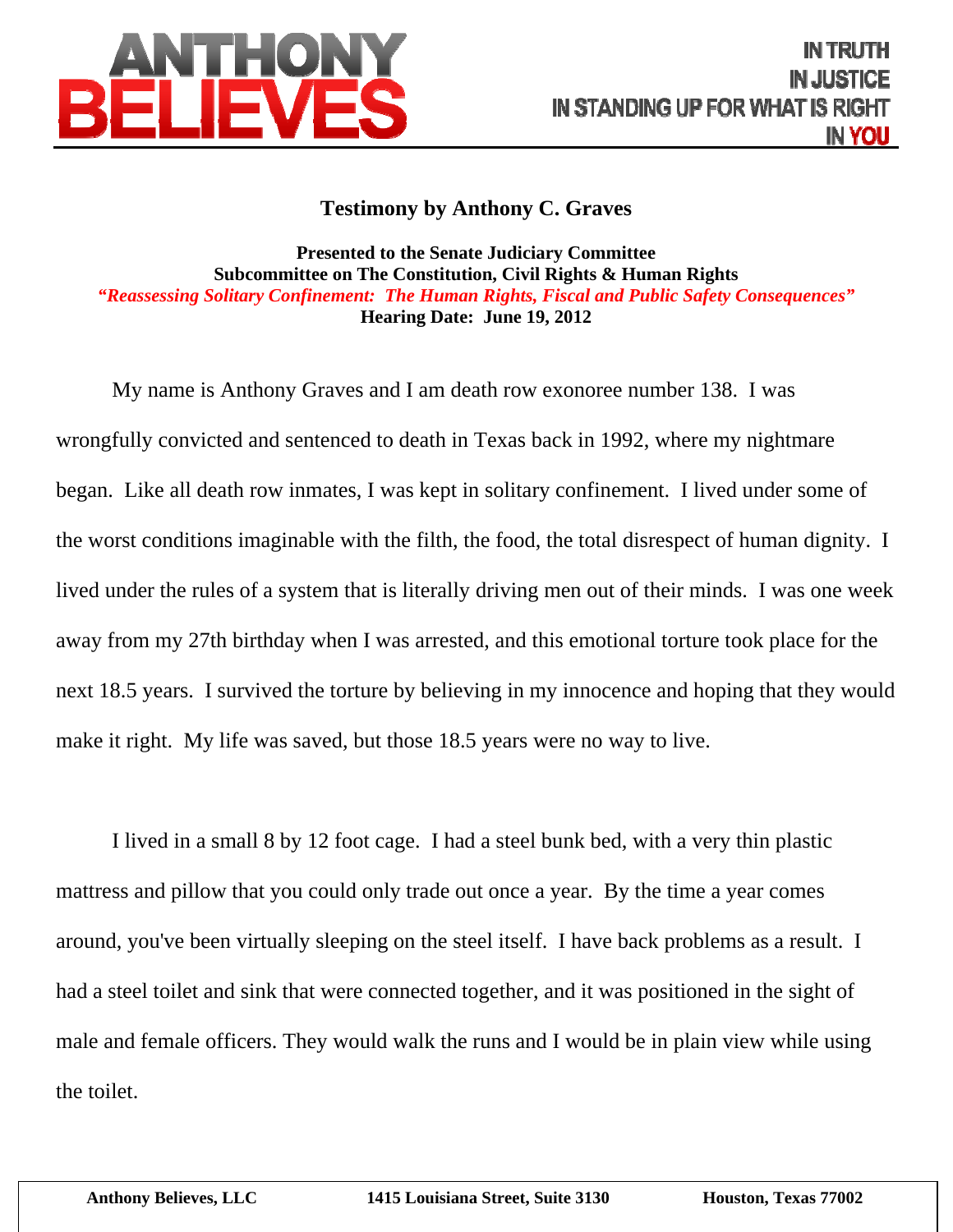**ANTHONY BELIEVES**

IN TRUTH
IN JUSTICE
IN STANDING UP FOR WHAT IS RIGHT
IN YOU

## Testimony by Anthony C. Graves

**Presented to the Senate Judiciary Committee**
**Subcommittee on The Constitution, Civil Rights & Human Rights**
***"Reassessing Solitary Confinement: The Human Rights, Fiscal and Public Safety Consequences"***
**Hearing Date: June 19, 2012**

My name is Anthony Graves and I am death row exonoree number 138. I was wrongfully convicted and sentenced to death in Texas back in 1992, where my nightmare began. Like all death row inmates, I was kept in solitary confinement. I lived under some of the worst conditions imaginable with the filth, the food, the total disrespect of human dignity. I lived under the rules of a system that is literally driving men out of their minds. I was one week away from my 27th birthday when I was arrested, and this emotional torture took place for the next 18.5 years. I survived the torture by believing in my innocence and hoping that they would make it right. My life was saved, but those 18.5 years were no way to live.

I lived in a small 8 by 12 foot cage. I had a steel bunk bed, with a very thin plastic mattress and pillow that you could only trade out once a year. By the time a year comes around, you've been virtually sleeping on the steel itself. I have back problems as a result. I had a steel toilet and sink that were connected together, and it was positioned in the sight of male and female officers. They would walk the runs and I would be in plain view while using the toilet.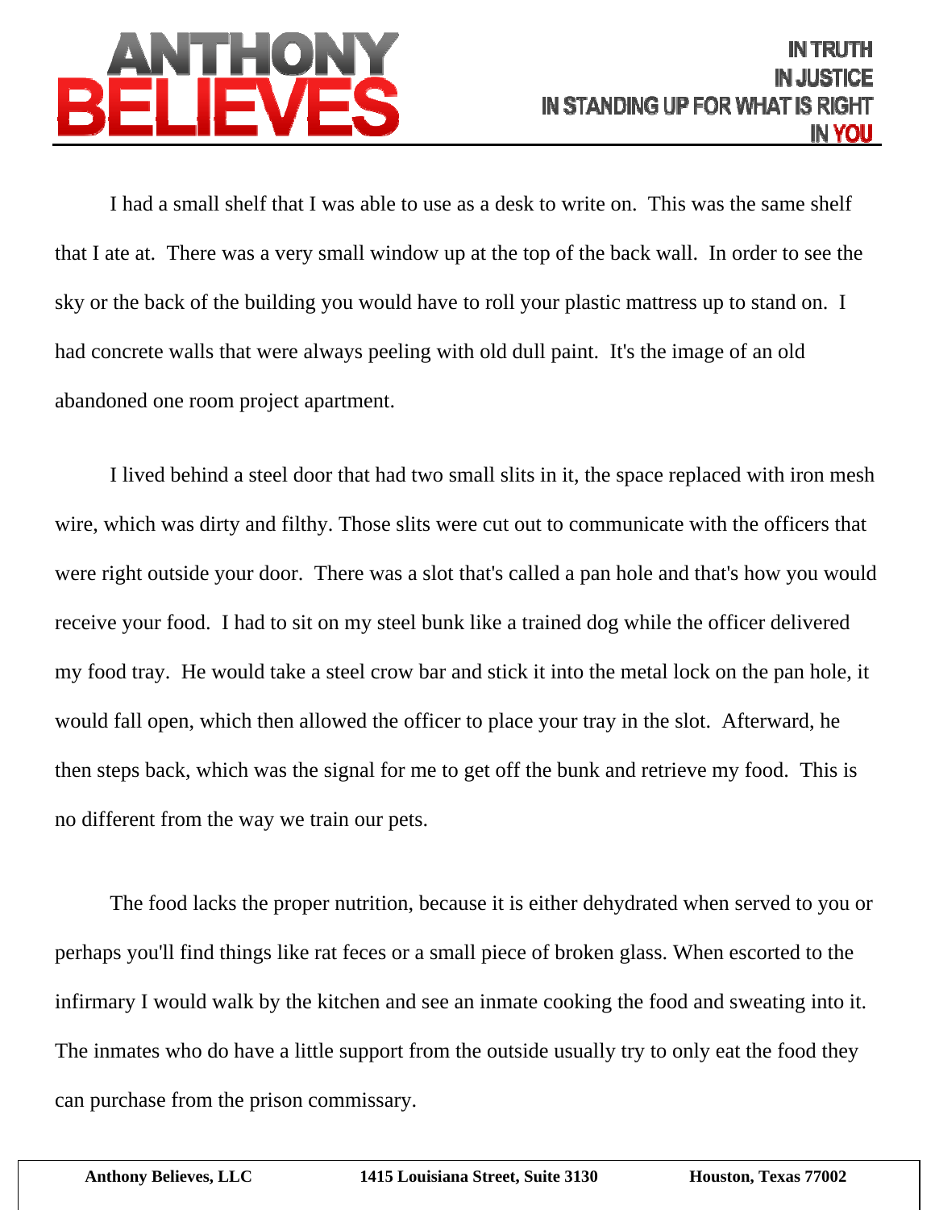I had a small shelf that I was able to use as a desk to write on. This was the same shelf that I ate at. There was a very small window up at the top of the back wall. In order to see the sky or the back of the building you would have to roll your plastic mattress up to stand on. I had concrete walls that were always peeling with old dull paint. It's the image of an old abandoned one room project apartment.

I lived behind a steel door that had two small slits in it, the space replaced with iron mesh wire, which was dirty and filthy. Those slits were cut out to communicate with the officers that were right outside your door. There was a slot that's called a pan hole and that's how you would receive your food. I had to sit on my steel bunk like a trained dog while the officer delivered my food tray. He would take a steel crow bar and stick it into the metal lock on the pan hole, it would fall open, which then allowed the officer to place your tray in the slot. Afterward, he then steps back, which was the signal for me to get off the bunk and retrieve my food. This is no different from the way we train our pets.

The food lacks the proper nutrition, because it is either dehydrated when served to you or perhaps you'll find things like rat feces or a small piece of broken glass. When escorted to the infirmary I would walk by the kitchen and see an inmate cooking the food and sweating into it. The inmates who do have a little support from the outside usually try to only eat the food they can purchase from the prison commissary.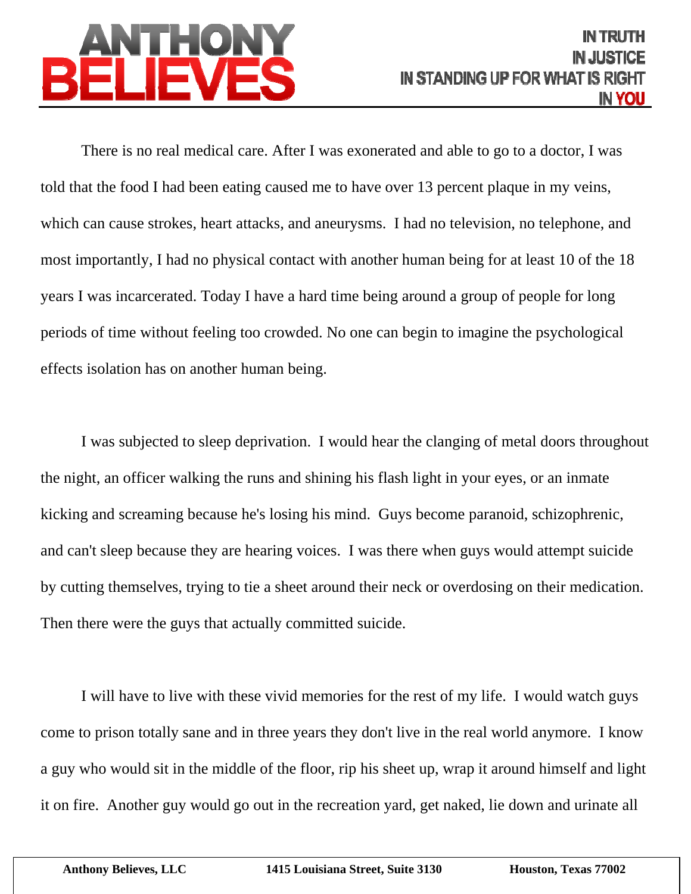There is no real medical care. After I was exonerated and able to go to a doctor, I was told that the food I had been eating caused me to have over 13 percent plaque in my veins, which can cause strokes, heart attacks, and aneurysms. I had no television, no telephone, and most importantly, I had no physical contact with another human being for at least 10 of the 18 years I was incarcerated. Today I have a hard time being around a group of people for long periods of time without feeling too crowded. No one can begin to imagine the psychological effects isolation has on another human being.

I was subjected to sleep deprivation. I would hear the clanging of metal doors throughout the night, an officer walking the runs and shining his flash light in your eyes, or an inmate kicking and screaming because he's losing his mind. Guys become paranoid, schizophrenic, and can't sleep because they are hearing voices. I was there when guys would attempt suicide by cutting themselves, trying to tie a sheet around their neck or overdosing on their medication. Then there were the guys that actually committed suicide.

I will have to live with these vivid memories for the rest of my life. I would watch guys come to prison totally sane and in three years they don't live in the real world anymore. I know a guy who would sit in the middle of the floor, rip his sheet up, wrap it around himself and light it on fire. Another guy would go out in the recreation yard, get naked, lie down and urinate all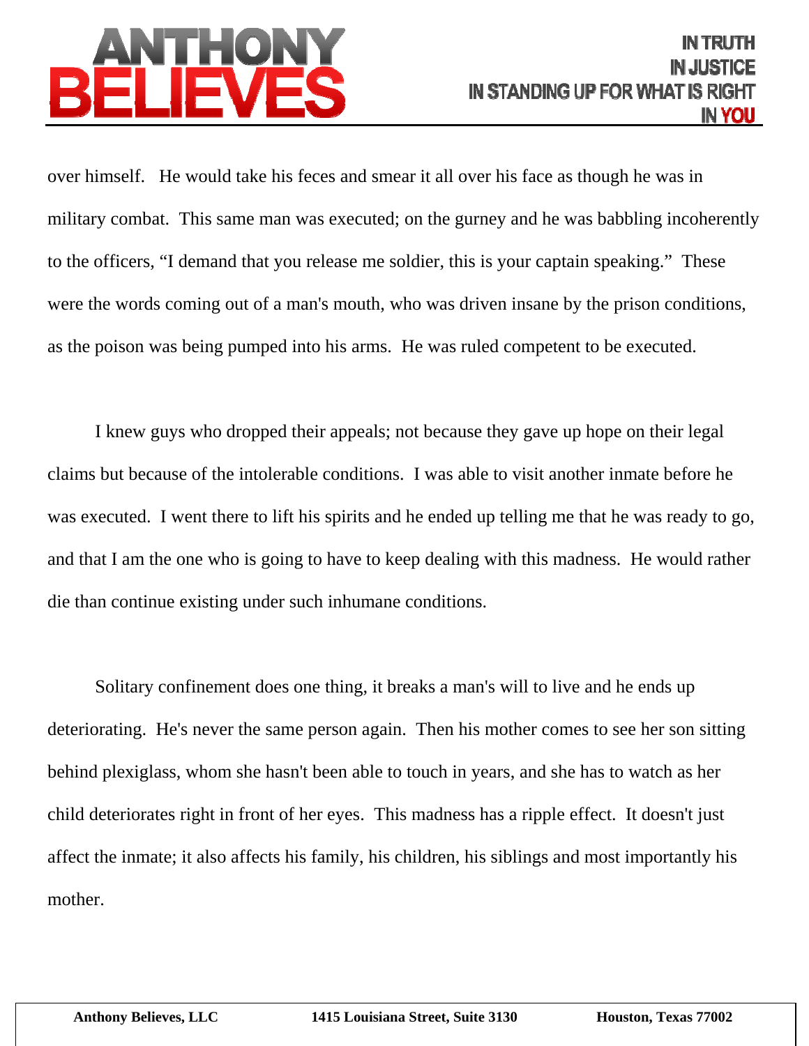over himself. He would take his feces and smear it all over his face as though he was in military combat. This same man was executed; on the gurney and he was babbling incoherently to the officers, "I demand that you release me soldier, this is your captain speaking." These were the words coming out of a man's mouth, who was driven insane by the prison conditions, as the poison was being pumped into his arms. He was ruled competent to be executed.

I knew guys who dropped their appeals; not because they gave up hope on their legal claims but because of the intolerable conditions. I was able to visit another inmate before he was executed. I went there to lift his spirits and he ended up telling me that he was ready to go, and that I am the one who is going to have to keep dealing with this madness. He would rather die than continue existing under such inhumane conditions.

Solitary confinement does one thing, it breaks a man's will to live and he ends up deteriorating. He's never the same person again. Then his mother comes to see her son sitting behind plexiglass, whom she hasn't been able to touch in years, and she has to watch as her child deteriorates right in front of her eyes. This madness has a ripple effect. It doesn't just affect the inmate; it also affects his family, his children, his siblings and most importantly his mother.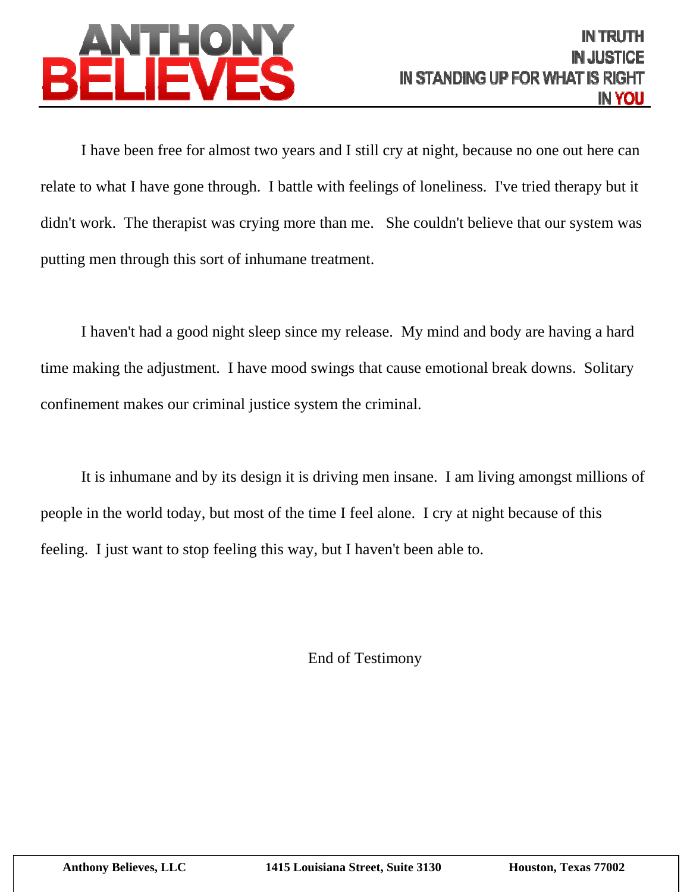I have been free for almost two years and I still cry at night, because no one out here can relate to what I have gone through. I battle with feelings of loneliness. I've tried therapy but it didn't work. The therapist was crying more than me. She couldn't believe that our system was putting men through this sort of inhumane treatment.

I haven't had a good night sleep since my release. My mind and body are having a hard time making the adjustment. I have mood swings that cause emotional break downs. Solitary confinement makes our criminal justice system the criminal.

It is inhumane and by its design it is driving men insane. I am living amongst millions of people in the world today, but most of the time I feel alone. I cry at night because of this feeling. I just want to stop feeling this way, but I haven't been able to.

End of Testimony